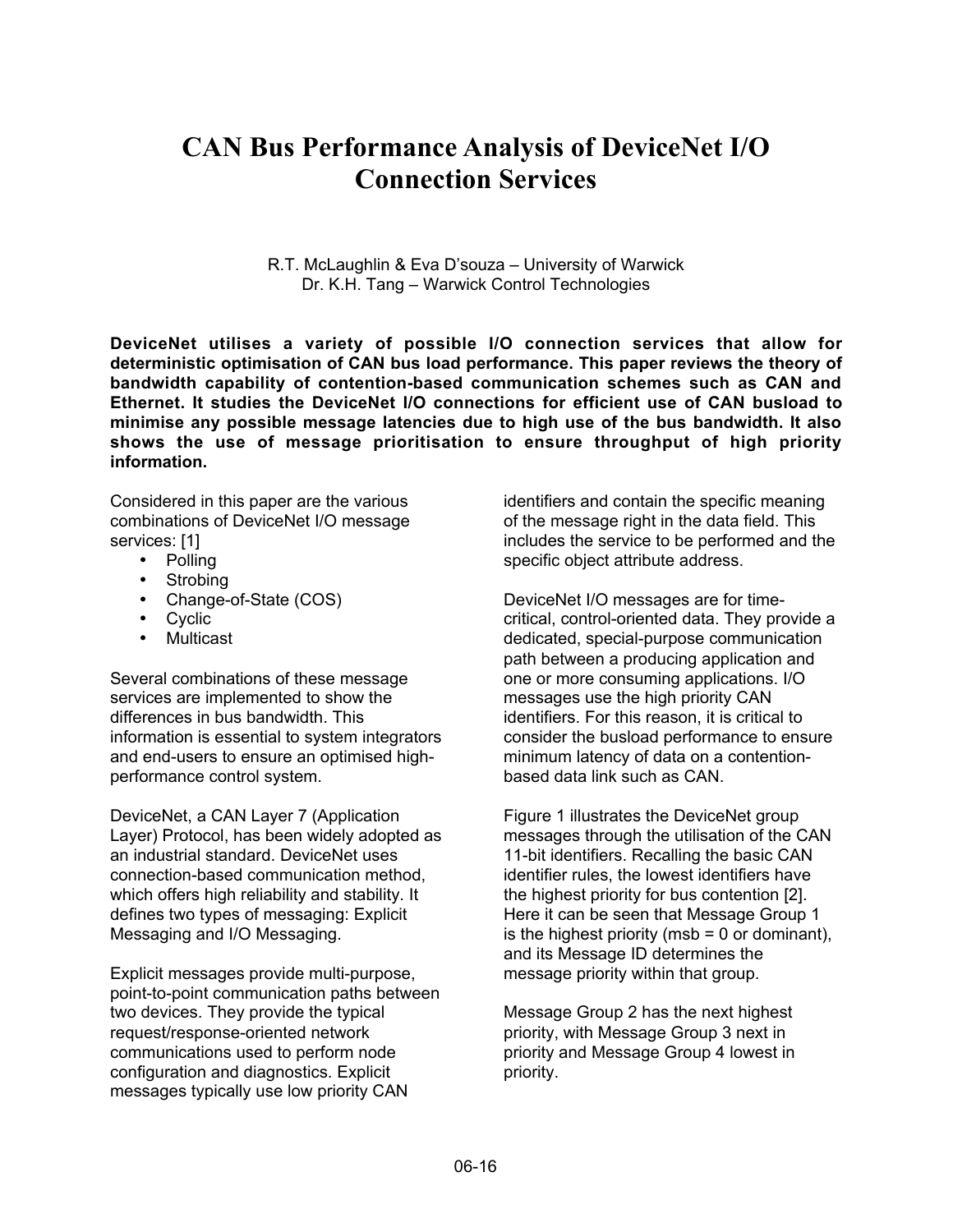# CAN Bus Performance Analysis of DeviceNet I/O Connection Services

R.T. McLaughlin & Eva D'souza – University of Warwick
Dr. K.H. Tang – Warwick Control Technologies

**DeviceNet utilises a variety of possible I/O connection services that allow for deterministic optimisation of CAN bus load performance. This paper reviews the theory of bandwidth capability of contention-based communication schemes such as CAN and Ethernet. It studies the DeviceNet I/O connections for efficient use of CAN busload to minimise any possible message latencies due to high use of the bus bandwidth. It also shows the use of message prioritisation to ensure throughput of high priority information.**

Considered in this paper are the various combinations of DeviceNet I/O message services: [1]

- Polling
- Strobing
- Change-of-State (COS)
- Cyclic
- Multicast

Several combinations of these message services are implemented to show the differences in bus bandwidth. This information is essential to system integrators and end-users to ensure an optimised high-performance control system.

DeviceNet, a CAN Layer 7 (Application Layer) Protocol, has been widely adopted as an industrial standard. DeviceNet uses connection-based communication method, which offers high reliability and stability. It defines two types of messaging: Explicit Messaging and I/O Messaging.

Explicit messages provide multi-purpose, point-to-point communication paths between two devices. They provide the typical request/response-oriented network communications used to perform node configuration and diagnostics. Explicit messages typically use low priority CAN identifiers and contain the specific meaning of the message right in the data field. This includes the service to be performed and the specific object attribute address.

DeviceNet I/O messages are for time-critical, control-oriented data. They provide a dedicated, special-purpose communication path between a producing application and one or more consuming applications. I/O messages use the high priority CAN identifiers. For this reason, it is critical to consider the busload performance to ensure minimum latency of data on a contention-based data link such as CAN.

Figure 1 illustrates the DeviceNet group messages through the utilisation of the CAN 11-bit identifiers. Recalling the basic CAN identifier rules, the lowest identifiers have the highest priority for bus contention [2]. Here it can be seen that Message Group 1 is the highest priority (msb = 0 or dominant), and its Message ID determines the message priority within that group.

Message Group 2 has the next highest priority, with Message Group 3 next in priority and Message Group 4 lowest in priority.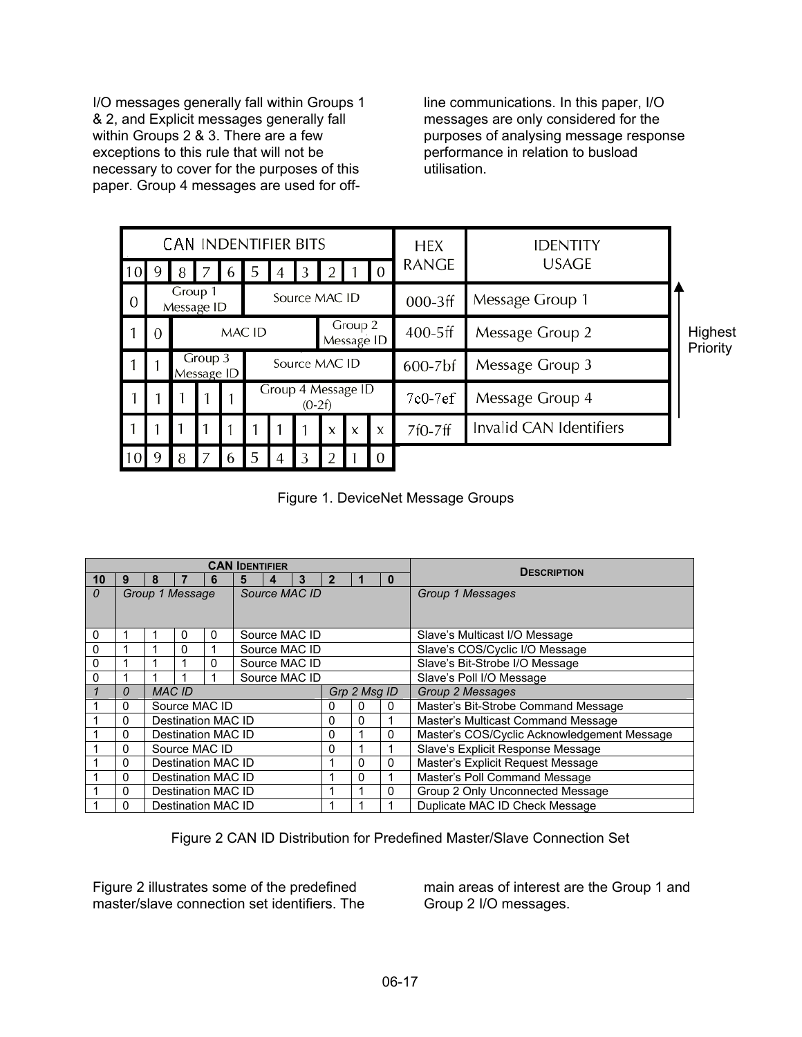I/O messages generally fall within Groups 1 & 2, and Explicit messages generally fall within Groups 2 & 3. There are a few exceptions to this rule that will not be necessary to cover for the purposes of this paper. Group 4 messages are used for off-line communications. In this paper, I/O messages are only considered for the purposes of analysing message response performance in relation to busload utilisation.

| CAN INDENTIFIER BITS | | | | | | | | | | | HEX RANGE | IDENTITY USAGE |
|---|---|---|---|---|---|---|---|---|---|---|---|---|
| 10 | 9 | 8 | 7 | 6 | 5 | 4 | 3 | 2 | 1 | 0 | | |
| 0 | Group 1 Message ID | | | | Source MAC ID | | | | | | 000-3ff | Message Group 1 |
| 1 | 0 | MAC ID | | | | | | Group 2 Message ID | | | 400-5ff | Message Group 2 |
| 1 | 1 | Group 3 Message ID | | | Source MAC ID | | | | | | 600-7bf | Message Group 3 |
| 1 | 1 | 1 | 1 | 1 | Group 4 Message ID (0-2f) | | | | | | 7c0-7ef | Message Group 4 |
| 1 | 1 | 1 | 1 | 1 | 1 | 1 | 1 | x | x | x | 7f0-7ff | Invalid CAN Identifiers |
| 10 | 9 | 8 | 7 | 6 | 5 | 4 | 3 | 2 | 1 | 0 | | |

Highest Priority

Figure 1. DeviceNet Message Groups

| CAN IDENTIFIER | | | | | | | | | | | DESCRIPTION |
|---|---|---|---|---|---|---|---|---|---|---|---|
| 10 | 9 | 8 | 7 | 6 | 5 | 4 | 3 | 2 | 1 | 0 | |
| *0* | *Group 1 Message* | | | | *Source MAC ID* | | | | | | *Group 1 Messages* |
| 0 | 1 | 1 | 0 | 0 | Source MAC ID | | | | | | Slave's Multicast I/O Message |
| 0 | 1 | 1 | 0 | 1 | Source MAC ID | | | | | | Slave's COS/Cyclic I/O Message |
| 0 | 1 | 1 | 1 | 0 | Source MAC ID | | | | | | Slave's Bit-Strobe I/O Message |
| 0 | 1 | 1 | 1 | 1 | Source MAC ID | | | | | | Slave's Poll I/O Message |
| *1* | *0* | *MAC ID* | | | | | | *Grp 2 Msg ID* | | | *Group 2 Messages* |
| 1 | 0 | Source MAC ID | | | | | | 0 | 0 | 0 | Master's Bit-Strobe Command Message |
| 1 | 0 | Destination MAC ID | | | | | | 0 | 0 | 1 | Master's Multicast Command Message |
| 1 | 0 | Destination MAC ID | | | | | | 0 | 1 | 0 | Master's COS/Cyclic Acknowledgement Message |
| 1 | 0 | Source MAC ID | | | | | | 0 | 1 | 1 | Slave's Explicit Response Message |
| 1 | 0 | Destination MAC ID | | | | | | 1 | 0 | 0 | Master's Explicit Request Message |
| 1 | 0 | Destination MAC ID | | | | | | 1 | 0 | 1 | Master's Poll Command Message |
| 1 | 0 | Destination MAC ID | | | | | | 1 | 1 | 0 | Group 2 Only Unconnected Message |
| 1 | 0 | Destination MAC ID | | | | | | 1 | 1 | 1 | Duplicate MAC ID Check Message |

Figure 2 CAN ID Distribution for Predefined Master/Slave Connection Set

Figure 2 illustrates some of the predefined master/slave connection set identifiers. The main areas of interest are the Group 1 and Group 2 I/O messages.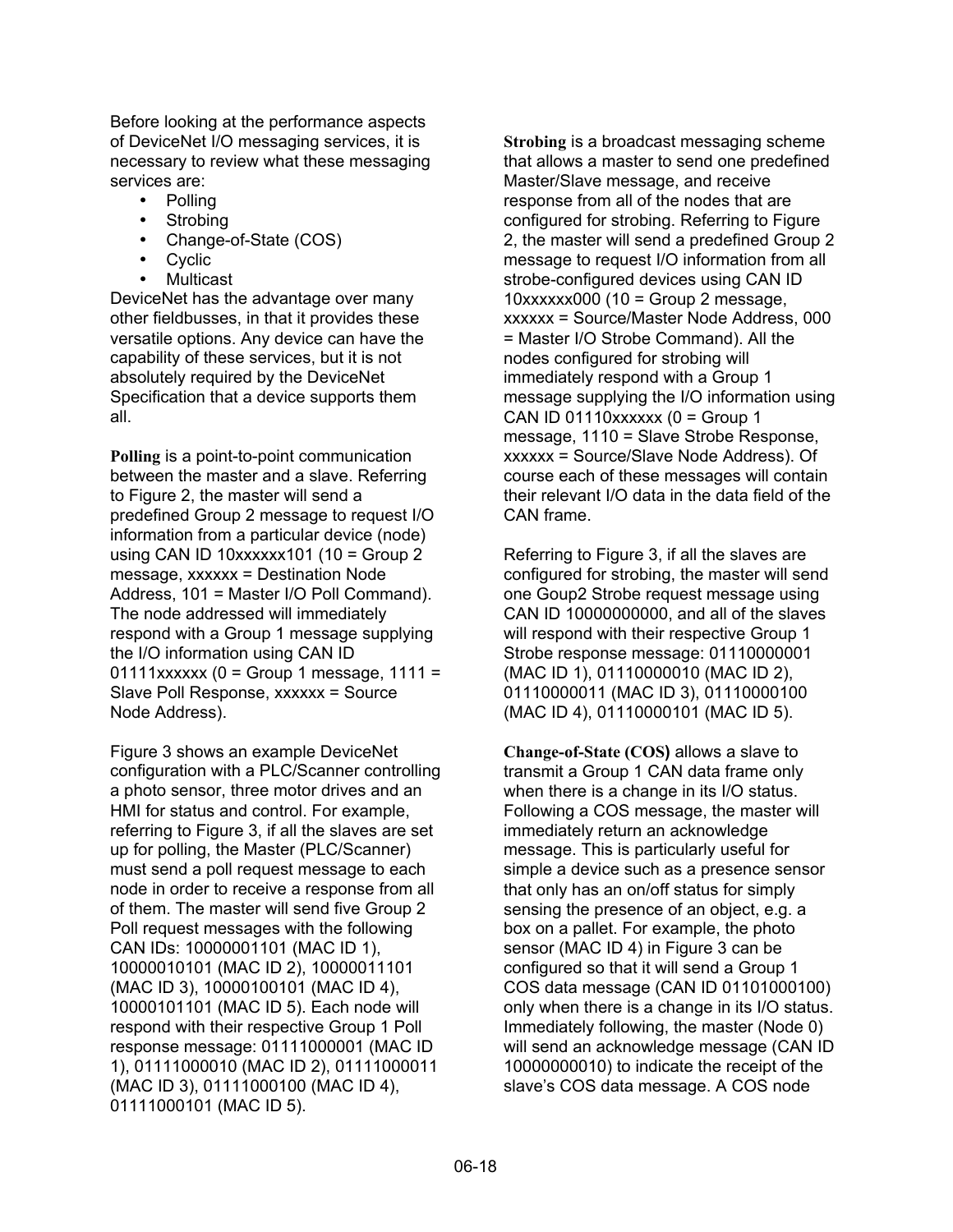Before looking at the performance aspects of DeviceNet I/O messaging services, it is necessary to review what these messaging services are:

- Polling
- Strobing
- Change-of-State (COS)
- Cyclic
- Multicast

DeviceNet has the advantage over many other fieldbusses, in that it provides these versatile options. Any device can have the capability of these services, but it is not absolutely required by the DeviceNet Specification that a device supports them all.

**Polling** is a point-to-point communication between the master and a slave. Referring to Figure 2, the master will send a predefined Group 2 message to request I/O information from a particular device (node) using CAN ID 10xxxxxx101 (10 = Group 2 message, xxxxxx = Destination Node Address, 101 = Master I/O Poll Command). The node addressed will immediately respond with a Group 1 message supplying the I/O information using CAN ID 01111xxxxxx (0 = Group 1 message, 1111 = Slave Poll Response, xxxxxx = Source Node Address).

Figure 3 shows an example DeviceNet configuration with a PLC/Scanner controlling a photo sensor, three motor drives and an HMI for status and control. For example, referring to Figure 3, if all the slaves are set up for polling, the Master (PLC/Scanner) must send a poll request message to each node in order to receive a response from all of them. The master will send five Group 2 Poll request messages with the following CAN IDs: 10000001101 (MAC ID 1), 10000010101 (MAC ID 2), 10000011101 (MAC ID 3), 10000100101 (MAC ID 4), 10000101101 (MAC ID 5). Each node will respond with their respective Group 1 Poll response message: 01111000001 (MAC ID 1), 01111000010 (MAC ID 2), 01111000011 (MAC ID 3), 01111000100 (MAC ID 4), 01111000101 (MAC ID 5).

**Strobing** is a broadcast messaging scheme that allows a master to send one predefined Master/Slave message, and receive response from all of the nodes that are configured for strobing. Referring to Figure 2, the master will send a predefined Group 2 message to request I/O information from all strobe-configured devices using CAN ID 10xxxxxx000 (10 = Group 2 message, xxxxxx = Source/Master Node Address, 000 = Master I/O Strobe Command). All the nodes configured for strobing will immediately respond with a Group 1 message supplying the I/O information using CAN ID 01110xxxxxx (0 = Group 1 message, 1110 = Slave Strobe Response, xxxxxx = Source/Slave Node Address). Of course each of these messages will contain their relevant I/O data in the data field of the CAN frame.

Referring to Figure 3, if all the slaves are configured for strobing, the master will send one Goup2 Strobe request message using CAN ID 10000000000, and all of the slaves will respond with their respective Group 1 Strobe response message: 01110000001 (MAC ID 1), 01110000010 (MAC ID 2), 01110000011 (MAC ID 3), 01110000100 (MAC ID 4), 01110000101 (MAC ID 5).

**Change-of-State (COS)** allows a slave to transmit a Group 1 CAN data frame only when there is a change in its I/O status. Following a COS message, the master will immediately return an acknowledge message. This is particularly useful for simple a device such as a presence sensor that only has an on/off status for simply sensing the presence of an object, e.g. a box on a pallet. For example, the photo sensor (MAC ID 4) in Figure 3 can be configured so that it will send a Group 1 COS data message (CAN ID 01101000100) only when there is a change in its I/O status. Immediately following, the master (Node 0) will send an acknowledge message (CAN ID 10000000010) to indicate the receipt of the slave's COS data message. A COS node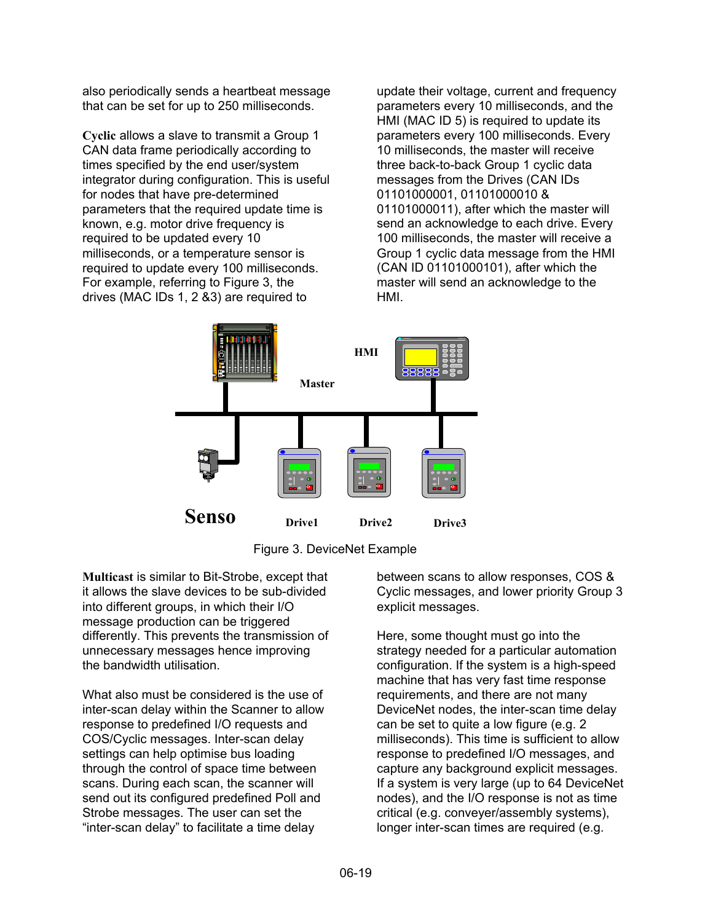also periodically sends a heartbeat message that can be set for up to 250 milliseconds.

**Cyclic** allows a slave to transmit a Group 1 CAN data frame periodically according to times specified by the end user/system integrator during configuration. This is useful for nodes that have pre-determined parameters that the required update time is known, e.g. motor drive frequency is required to be updated every 10 milliseconds, or a temperature sensor is required to update every 100 milliseconds. For example, referring to Figure 3, the drives (MAC IDs 1, 2 &3) are required to update their voltage, current and frequency parameters every 10 milliseconds, and the HMI (MAC ID 5) is required to update its parameters every 100 milliseconds. Every 10 milliseconds, the master will receive three back-to-back Group 1 cyclic data messages from the Drives (CAN IDs 01101000001, 01101000010 & 01101000011), after which the master will send an acknowledge to each drive. Every 100 milliseconds, the master will receive a Group 1 cyclic data message from the HMI (CAN ID 01101000101), after which the master will send an acknowledge to the HMI.

Figure 3. DeviceNet Example

**Multicast** is similar to Bit-Strobe, except that it allows the slave devices to be sub-divided into different groups, in which their I/O message production can be triggered differently. This prevents the transmission of unnecessary messages hence improving the bandwidth utilisation.

What also must be considered is the use of inter-scan delay within the Scanner to allow response to predefined I/O requests and COS/Cyclic messages. Inter-scan delay settings can help optimise bus loading through the control of space time between scans. During each scan, the scanner will send out its configured predefined Poll and Strobe messages. The user can set the "inter-scan delay" to facilitate a time delay between scans to allow responses, COS & Cyclic messages, and lower priority Group 3 explicit messages.

Here, some thought must go into the strategy needed for a particular automation configuration. If the system is a high-speed machine that has very fast time response requirements, and there are not many DeviceNet nodes, the inter-scan time delay can be set to quite a low figure (e.g. 2 milliseconds). This time is sufficient to allow response to predefined I/O messages, and capture any background explicit messages. If a system is very large (up to 64 DeviceNet nodes), and the I/O response is not as time critical (e.g. conveyer/assembly systems), longer inter-scan times are required (e.g.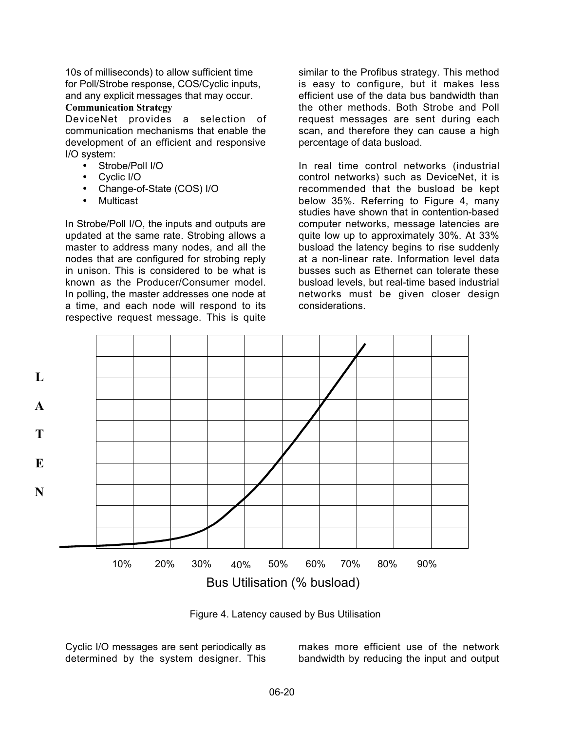10s of milliseconds) to allow sufficient time for Poll/Strobe response, COS/Cyclic inputs, and any explicit messages that may occur.

**Communication Strategy**

DeviceNet provides a selection of communication mechanisms that enable the development of an efficient and responsive I/O system:

- Strobe/Poll I/O
- Cyclic I/O
- Change-of-State (COS) I/O
- Multicast

In Strobe/Poll I/O, the inputs and outputs are updated at the same rate. Strobing allows a master to address many nodes, and all the nodes that are configured for strobing reply in unison. This is considered to be what is known as the Producer/Consumer model. In polling, the master addresses one node at a time, and each node will respond to its respective request message. This is quite similar to the Profibus strategy. This method is easy to configure, but it makes less efficient use of the data bus bandwidth than the other methods. Both Strobe and Poll request messages are sent during each scan, and therefore they can cause a high percentage of data busload.

In real time control networks (industrial control networks) such as DeviceNet, it is recommended that the busload be kept below 35%. Referring to Figure 4, many studies have shown that in contention-based computer networks, message latencies are quite low up to approximately 30%. At 33% busload the latency begins to rise suddenly at a non-linear rate. Information level data busses such as Ethernet can tolerate these busload levels, but real-time based industrial networks must be given closer design considerations.

Figure 4. Latency caused by Bus Utilisation

Cyclic I/O messages are sent periodically as determined by the system designer. This makes more efficient use of the network bandwidth by reducing the input and output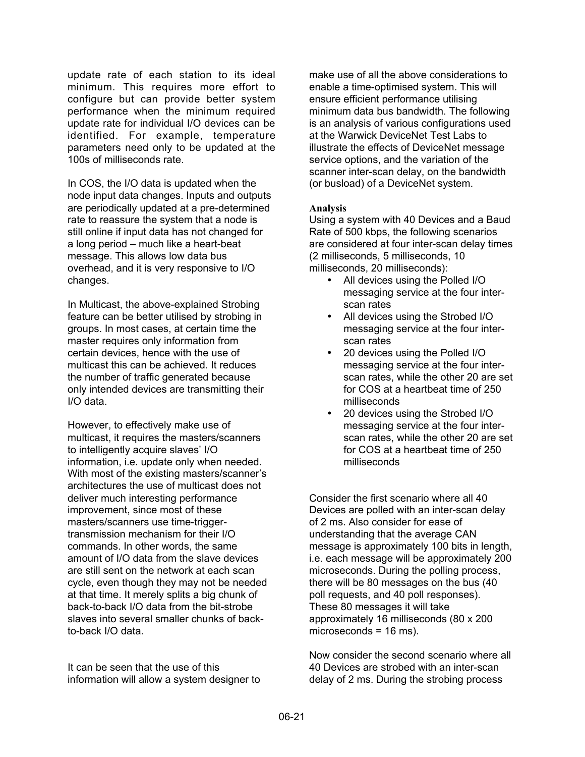update rate of each station to its ideal minimum. This requires more effort to configure but can provide better system performance when the minimum required update rate for individual I/O devices can be identified. For example, temperature parameters need only to be updated at the 100s of milliseconds rate.

In COS, the I/O data is updated when the node input data changes. Inputs and outputs are periodically updated at a pre-determined rate to reassure the system that a node is still online if input data has not changed for a long period – much like a heart-beat message. This allows low data bus overhead, and it is very responsive to I/O changes.

In Multicast, the above-explained Strobing feature can be better utilised by strobing in groups. In most cases, at certain time the master requires only information from certain devices, hence with the use of multicast this can be achieved. It reduces the number of traffic generated because only intended devices are transmitting their I/O data.

However, to effectively make use of multicast, it requires the masters/scanners to intelligently acquire slaves' I/O information, i.e. update only when needed. With most of the existing masters/scanner's architectures the use of multicast does not deliver much interesting performance improvement, since most of these masters/scanners use time-trigger-transmission mechanism for their I/O commands. In other words, the same amount of I/O data from the slave devices are still sent on the network at each scan cycle, even though they may not be needed at that time. It merely splits a big chunk of back-to-back I/O data from the bit-strobe slaves into several smaller chunks of back-to-back I/O data.

It can be seen that the use of this information will allow a system designer to make use of all the above considerations to enable a time-optimised system. This will ensure efficient performance utilising minimum data bus bandwidth. The following is an analysis of various configurations used at the Warwick DeviceNet Test Labs to illustrate the effects of DeviceNet message service options, and the variation of the scanner inter-scan delay, on the bandwidth (or busload) of a DeviceNet system.

**Analysis**

Using a system with 40 Devices and a Baud Rate of 500 kbps, the following scenarios are considered at four inter-scan delay times (2 milliseconds, 5 milliseconds, 10 milliseconds, 20 milliseconds):

- All devices using the Polled I/O messaging service at the four inter-scan rates
- All devices using the Strobed I/O messaging service at the four inter-scan rates
- 20 devices using the Polled I/O messaging service at the four inter-scan rates, while the other 20 are set for COS at a heartbeat time of 250 milliseconds
- 20 devices using the Strobed I/O messaging service at the four inter-scan rates, while the other 20 are set for COS at a heartbeat time of 250 milliseconds

Consider the first scenario where all 40 Devices are polled with an inter-scan delay of 2 ms. Also consider for ease of understanding that the average CAN message is approximately 100 bits in length, i.e. each message will be approximately 200 microseconds. During the polling process, there will be 80 messages on the bus (40 poll requests, and 40 poll responses). These 80 messages it will take approximately 16 milliseconds (80 x 200 microseconds = 16 ms).

Now consider the second scenario where all 40 Devices are strobed with an inter-scan delay of 2 ms. During the strobing process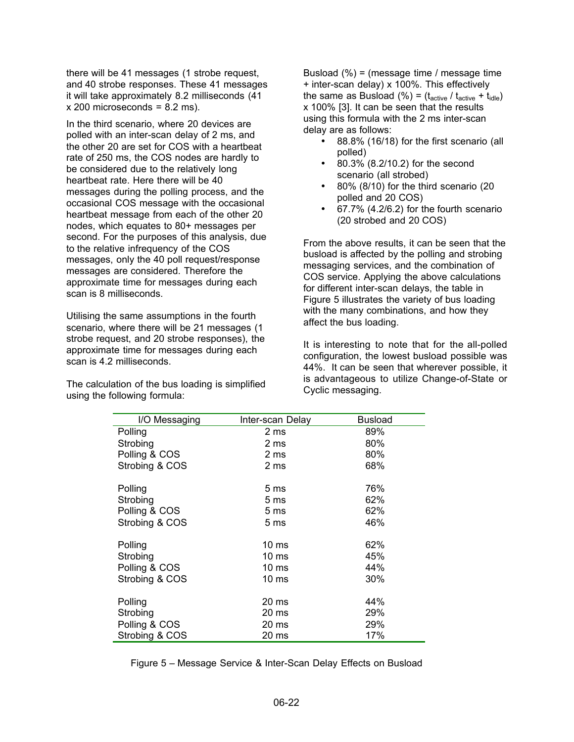there will be 41 messages (1 strobe request, and 40 strobe responses. These 41 messages it will take approximately 8.2 milliseconds (41 x 200 microseconds = 8.2 ms).

In the third scenario, where 20 devices are polled with an inter-scan delay of 2 ms, and the other 20 are set for COS with a heartbeat rate of 250 ms, the COS nodes are hardly to be considered due to the relatively long heartbeat rate. Here there will be 40 messages during the polling process, and the occasional COS message with the occasional heartbeat message from each of the other 20 nodes, which equates to 80+ messages per second. For the purposes of this analysis, due to the relative infrequency of the COS messages, only the 40 poll request/response messages are considered. Therefore the approximate time for messages during each scan is 8 milliseconds.

Utilising the same assumptions in the fourth scenario, where there will be 21 messages (1 strobe request, and 20 strobe responses), the approximate time for messages during each scan is 4.2 milliseconds.

The calculation of the bus loading is simplified using the following formula:

Busload (%) = (message time / message time + inter-scan delay) x 100%. This effectively the same as Busload (%) = ($t_{active}$ / $t_{active}$ + $t_{idle}$) x 100% [3]. It can be seen that the results using this formula with the 2 ms inter-scan delay are as follows:

- 88.8% (16/18) for the first scenario (all polled)
- 80.3% (8.2/10.2) for the second scenario (all strobed)
- 80% (8/10) for the third scenario (20 polled and 20 COS)
- 67.7% (4.2/6.2) for the fourth scenario (20 strobed and 20 COS)

From the above results, it can be seen that the busload is affected by the polling and strobing messaging services, and the combination of COS service. Applying the above calculations for different inter-scan delays, the table in Figure 5 illustrates the variety of bus loading with the many combinations, and how they affect the bus loading.

It is interesting to note that for the all-polled configuration, the lowest busload possible was 44%. It can be seen that wherever possible, it is advantageous to utilize Change-of-State or Cyclic messaging.

| I/O Messaging | Inter-scan Delay | Busload |
|---|---|---|
| Polling | 2 ms | 89% |
| Strobing | 2 ms | 80% |
| Polling & COS | 2 ms | 80% |
| Strobing & COS | 2 ms | 68% |
| Polling | 5 ms | 76% |
| Strobing | 5 ms | 62% |
| Polling & COS | 5 ms | 62% |
| Strobing & COS | 5 ms | 46% |
| Polling | 10 ms | 62% |
| Strobing | 10 ms | 45% |
| Polling & COS | 10 ms | 44% |
| Strobing & COS | 10 ms | 30% |
| Polling | 20 ms | 44% |
| Strobing | 20 ms | 29% |
| Polling & COS | 20 ms | 29% |
| Strobing & COS | 20 ms | 17% |

Figure 5 – Message Service & Inter-Scan Delay Effects on Busload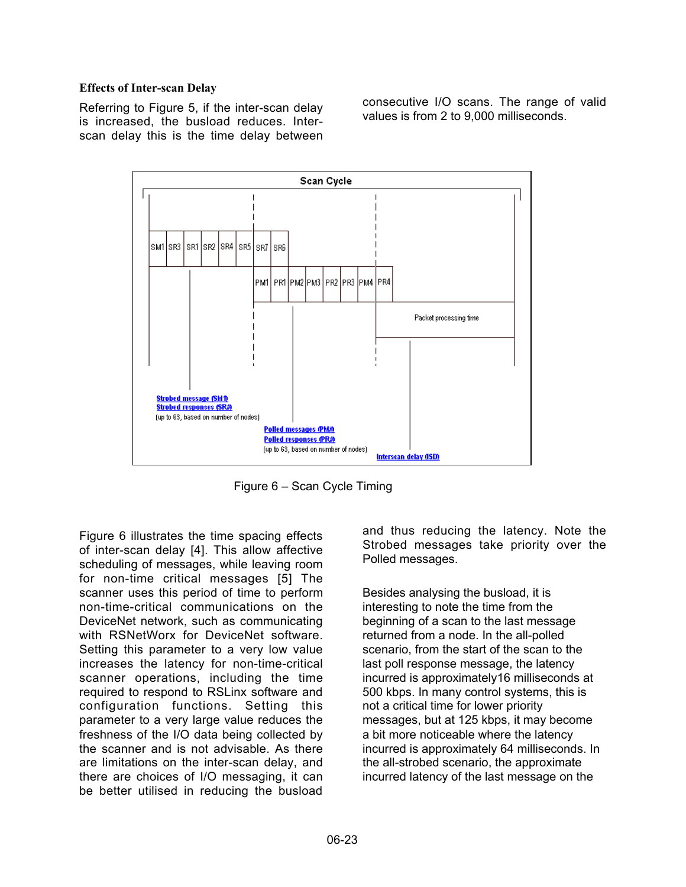**Effects of Inter-scan Delay**

Referring to Figure 5, if the inter-scan delay is increased, the busload reduces. Inter-scan delay this is the time delay between consecutive I/O scans. The range of valid values is from 2 to 9,000 milliseconds.

Figure 6 – Scan Cycle Timing

Figure 6 illustrates the time spacing effects of inter-scan delay [4]. This allow affective scheduling of messages, while leaving room for non-time critical messages [5] The scanner uses this period of time to perform non-time-critical communications on the DeviceNet network, such as communicating with RSNetWorx for DeviceNet software. Setting this parameter to a very low value increases the latency for non-time-critical scanner operations, including the time required to respond to RSLinx software and configuration functions. Setting this parameter to a very large value reduces the freshness of the I/O data being collected by the scanner and is not advisable. As there are limitations on the inter-scan delay, and there are choices of I/O messaging, it can be better utilised in reducing the busload and thus reducing the latency. Note the Strobed messages take priority over the Polled messages.

Besides analysing the busload, it is interesting to note the time from the beginning of a scan to the last message returned from a node. In the all-polled scenario, from the start of the scan to the last poll response message, the latency incurred is approximately16 milliseconds at 500 kbps. In many control systems, this is not a critical time for lower priority messages, but at 125 kbps, it may become a bit more noticeable where the latency incurred is approximately 64 milliseconds. In the all-strobed scenario, the approximate incurred latency of the last message on the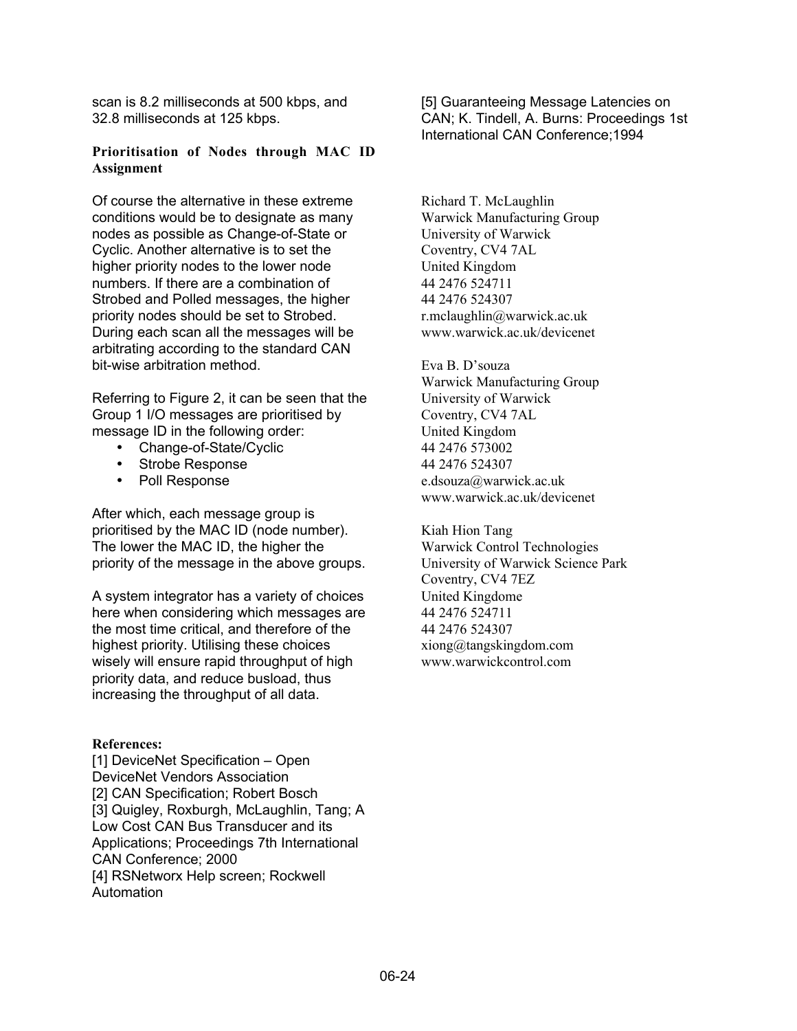scan is 8.2 milliseconds at 500 kbps, and 32.8 milliseconds at 125 kbps.

### Prioritisation of Nodes through MAC ID Assignment

Of course the alternative in these extreme conditions would be to designate as many nodes as possible as Change-of-State or Cyclic. Another alternative is to set the higher priority nodes to the lower node numbers. If there are a combination of Strobed and Polled messages, the higher priority nodes should be set to Strobed. During each scan all the messages will be arbitrating according to the standard CAN bit-wise arbitration method.

Referring to Figure 2, it can be seen that the Group 1 I/O messages are prioritised by message ID in the following order:

- Change-of-State/Cyclic
- Strobe Response
- Poll Response

After which, each message group is prioritised by the MAC ID (node number). The lower the MAC ID, the higher the priority of the message in the above groups.

A system integrator has a variety of choices here when considering which messages are the most time critical, and therefore of the highest priority. Utilising these choices wisely will ensure rapid throughput of high priority data, and reduce busload, thus increasing the throughput of all data.

**References:**

[1] DeviceNet Specification – Open DeviceNet Vendors Association
[2] CAN Specification; Robert Bosch
[3] Quigley, Roxburgh, McLaughlin, Tang; A Low Cost CAN Bus Transducer and its Applications; Proceedings 7th International CAN Conference; 2000
[4] RSNetworx Help screen; Rockwell Automation
[5] Guaranteeing Message Latencies on CAN; K. Tindell, A. Burns: Proceedings 1st International CAN Conference;1994

Richard T. McLaughlin
Warwick Manufacturing Group
University of Warwick
Coventry, CV4 7AL
United Kingdom
44 2476 524711
44 2476 524307
r.mclaughlin@warwick.ac.uk
www.warwick.ac.uk/devicenet

Eva B. D'souza
Warwick Manufacturing Group
University of Warwick
Coventry, CV4 7AL
United Kingdom
44 2476 573002
44 2476 524307
e.dsouza@warwick.ac.uk
www.warwick.ac.uk/devicenet

Kiah Hion Tang
Warwick Control Technologies
University of Warwick Science Park
Coventry, CV4 7EZ
United Kingdome
44 2476 524711
44 2476 524307
xiong@tangskingdom.com
www.warwickcontrol.com